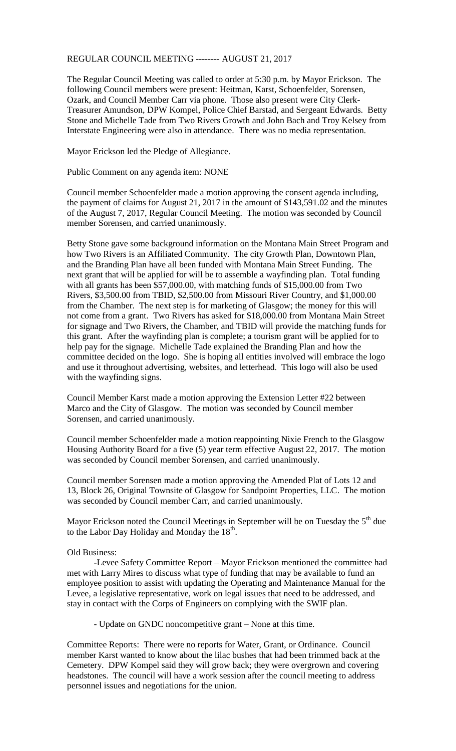REGULAR COUNCIL MEETING -------- AUGUST 21, 2017

The Regular Council Meeting was called to order at 5:30 p.m. by Mayor Erickson. The following Council members were present: Heitman, Karst, Schoenfelder, Sorensen, Ozark, and Council Member Carr via phone. Those also present were City Clerk-Treasurer Amundson, DPW Kompel, Police Chief Barstad, and Sergeant Edwards. Betty Stone and Michelle Tade from Two Rivers Growth and John Bach and Troy Kelsey from Interstate Engineering were also in attendance. There was no media representation.

Mayor Erickson led the Pledge of Allegiance.

Public Comment on any agenda item: NONE

Council member Schoenfelder made a motion approving the consent agenda including, the payment of claims for August 21, 2017 in the amount of $143,591.02 and the minutes of the August 7, 2017, Regular Council Meeting. The motion was seconded by Council member Sorensen, and carried unanimously.

Betty Stone gave some background information on the Montana Main Street Program and how Two Rivers is an Affiliated Community. The city Growth Plan, Downtown Plan, and the Branding Plan have all been funded with Montana Main Street Funding. The next grant that will be applied for will be to assemble a wayfinding plan. Total funding with all grants has been $57,000.00, with matching funds of $15,000.00 from Two Rivers, $3,500.00 from TBID, $2,500.00 from Missouri River Country, and $1,000.00 from the Chamber. The next step is for marketing of Glasgow; the money for this will not come from a grant. Two Rivers has asked for $18,000.00 from Montana Main Street for signage and Two Rivers, the Chamber, and TBID will provide the matching funds for this grant. After the wayfinding plan is complete; a tourism grant will be applied for to help pay for the signage. Michelle Tade explained the Branding Plan and how the committee decided on the logo. She is hoping all entities involved will embrace the logo and use it throughout advertising, websites, and letterhead. This logo will also be used with the wayfinding signs.

Council Member Karst made a motion approving the Extension Letter #22 between Marco and the City of Glasgow. The motion was seconded by Council member Sorensen, and carried unanimously.

Council member Schoenfelder made a motion reappointing Nixie French to the Glasgow Housing Authority Board for a five (5) year term effective August 22, 2017. The motion was seconded by Council member Sorensen, and carried unanimously.

Council member Sorensen made a motion approving the Amended Plat of Lots 12 and 13, Block 26, Original Townsite of Glasgow for Sandpoint Properties, LLC. The motion was seconded by Council member Carr, and carried unanimously.

Mayor Erickson noted the Council Meetings in September will be on Tuesday the 5th due to the Labor Day Holiday and Monday the 18th.

Old Business:

-Levee Safety Committee Report – Mayor Erickson mentioned the committee had met with Larry Mires to discuss what type of funding that may be available to fund an employee position to assist with updating the Operating and Maintenance Manual for the Levee, a legislative representative, work on legal issues that need to be addressed, and stay in contact with the Corps of Engineers on complying with the SWIF plan.

- Update on GNDC noncompetitive grant – None at this time.

Committee Reports: There were no reports for Water, Grant, or Ordinance. Council member Karst wanted to know about the lilac bushes that had been trimmed back at the Cemetery. DPW Kompel said they will grow back; they were overgrown and covering headstones. The council will have a work session after the council meeting to address personnel issues and negotiations for the union.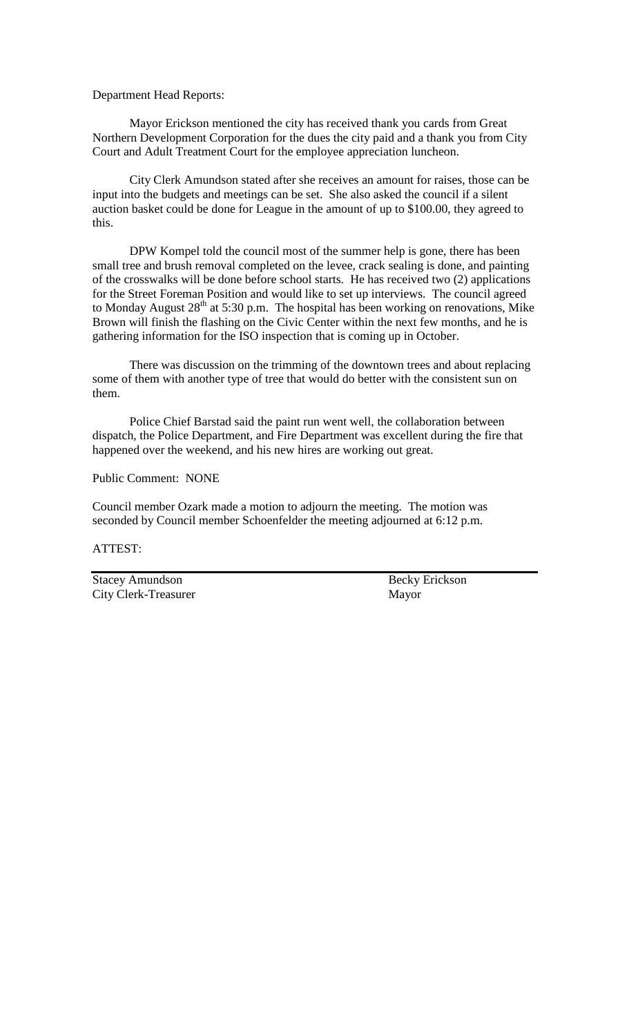Department Head Reports:

Mayor Erickson mentioned the city has received thank you cards from Great Northern Development Corporation for the dues the city paid and a thank you from City Court and Adult Treatment Court for the employee appreciation luncheon.

City Clerk Amundson stated after she receives an amount for raises, those can be input into the budgets and meetings can be set. She also asked the council if a silent auction basket could be done for League in the amount of up to $100.00, they agreed to this.

DPW Kompel told the council most of the summer help is gone, there has been small tree and brush removal completed on the levee, crack sealing is done, and painting of the crosswalks will be done before school starts. He has received two (2) applications for the Street Foreman Position and would like to set up interviews. The council agreed to Monday August 28th at 5:30 p.m. The hospital has been working on renovations, Mike Brown will finish the flashing on the Civic Center within the next few months, and he is gathering information for the ISO inspection that is coming up in October.

There was discussion on the trimming of the downtown trees and about replacing some of them with another type of tree that would do better with the consistent sun on them.

Police Chief Barstad said the paint run went well, the collaboration between dispatch, the Police Department, and Fire Department was excellent during the fire that happened over the weekend, and his new hires are working out great.

Public Comment: NONE

Council member Ozark made a motion to adjourn the meeting. The motion was seconded by Council member Schoenfelder the meeting adjourned at 6:12 p.m.

ATTEST:

| | |
|---|---|
| Stacey Amundson | Becky Erickson |
| City Clerk-Treasurer | Mayor |